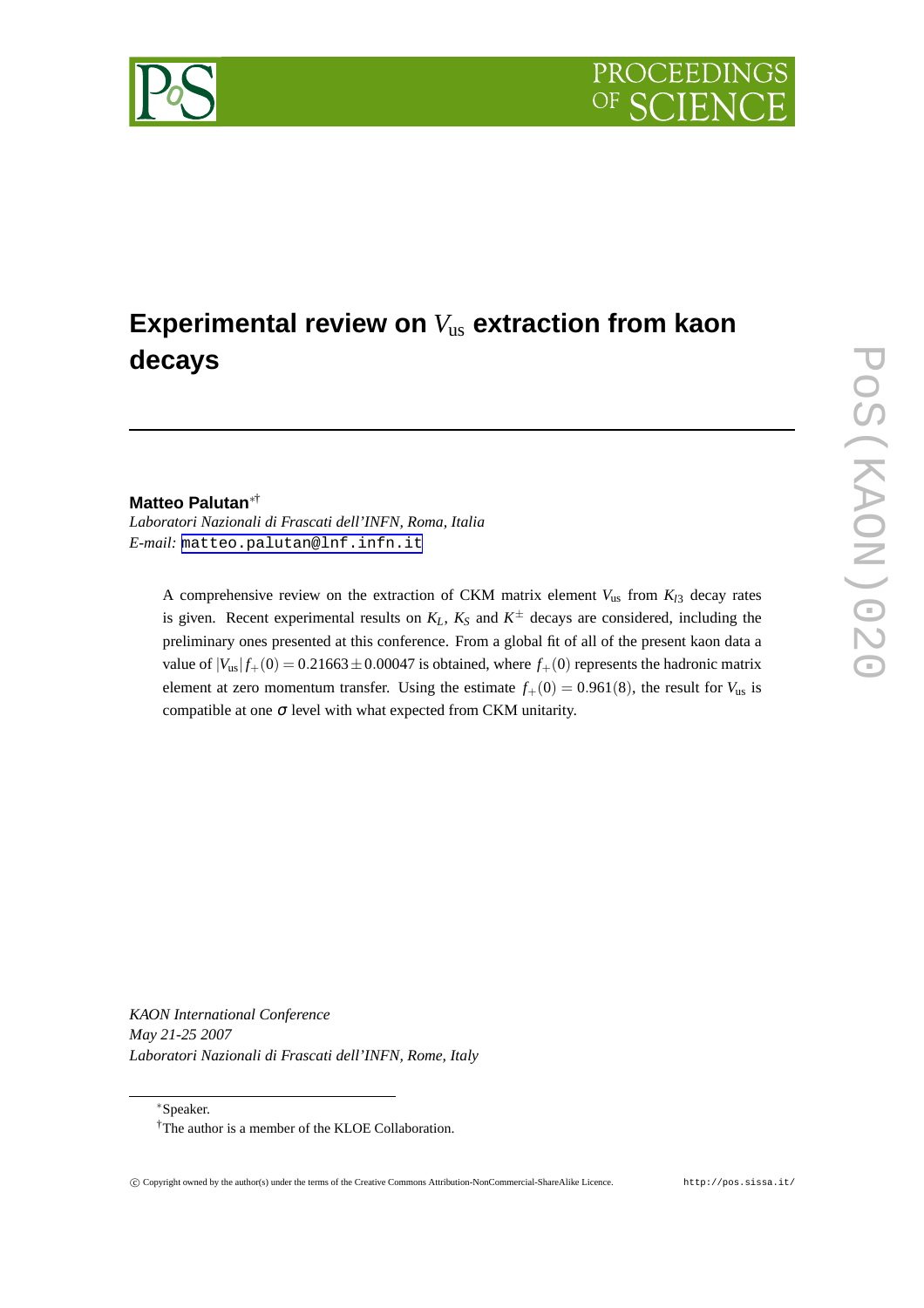# Experimental review on $V_{us}$ extraction from kaon decays

**Matteo Palutan**[∗†]

*Laboratori Nazionali di Frascati dell'INFN, Roma, Italia*
*E-mail:* matteo.palutan@lnf.infn.it

A comprehensive review on the extraction of CKM matrix element $V_{us}$ from $K_{l3}$ decay rates is given. Recent experimental results on $K_L$, $K_S$ and $K^{\pm}$ decays are considered, including the preliminary ones presented at this conference. From a global fit of all of the present kaon data a value of $|V_{us}|f_+(0) = 0.21663 \pm 0.00047$ is obtained, where $f_+(0)$ represents the hadronic matrix element at zero momentum transfer. Using the estimate $f_+(0) = 0.961(8)$, the result for $V_{us}$ is compatible at one $\sigma$ level with what expected from CKM unitarity.

*KAON International Conference*
*May 21-25 2007*
*Laboratori Nazionali di Frascati dell'INFN, Rome, Italy*

---

[∗]Speaker.

[†]The author is a member of the KLOE Collaboration.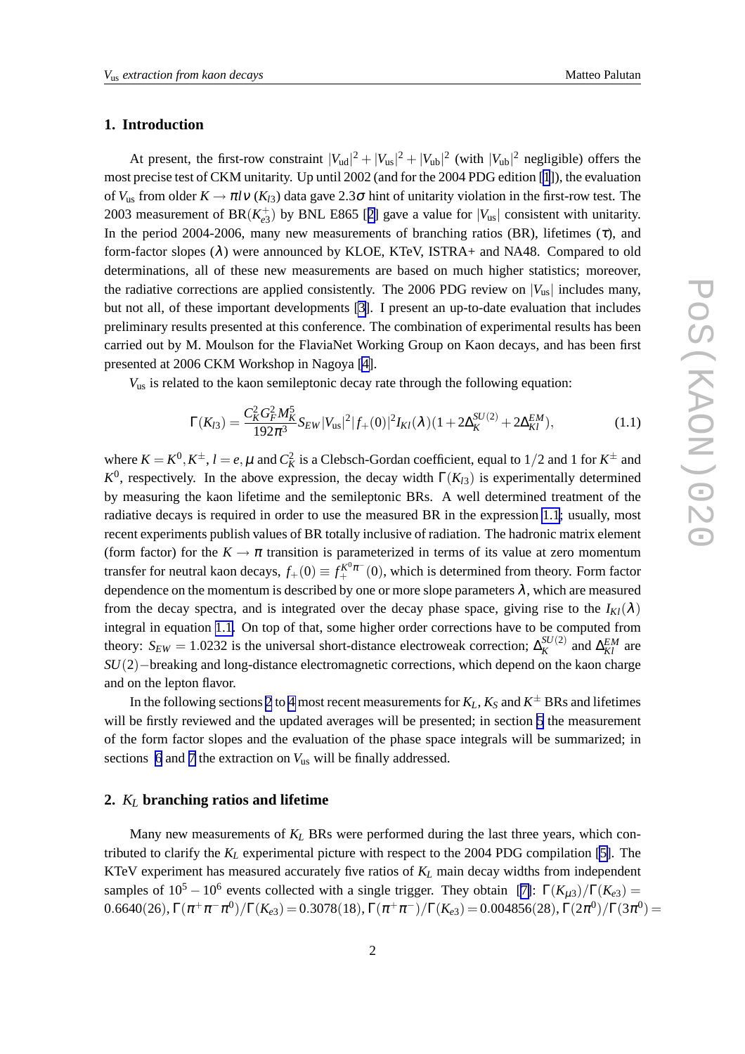## 1. Introduction

At present, the first-row constraint $|V_{ud}|^2 + |V_{us}|^2 + |V_{ub}|^2$ (with $|V_{ub}|^2$ negligible) offers the most precise test of CKM unitarity. Up until 2002 (and for the 2004 PDG edition [1]), the evaluation of $V_{us}$ from older $K \to \pi l \nu$ ($K_{l3}$) data gave $2.3\sigma$ hint of unitarity violation in the first-row test. The 2003 measurement of BR($K^+_{e3}$) by BNL E865 [2] gave a value for $|V_{us}|$ consistent with unitarity. In the period 2004-2006, many new measurements of branching ratios (BR), lifetimes ($\tau$), and form-factor slopes ($\lambda$) were announced by KLOE, KTeV, ISTRA+ and NA48. Compared to old determinations, all of these new measurements are based on much higher statistics; moreover, the radiative corrections are applied consistently. The 2006 PDG review on $|V_{us}|$ includes many, but not all, of these important developments [3]. I present an up-to-date evaluation that includes preliminary results presented at this conference. The combination of experimental results has been carried out by M. Moulson for the FlaviaNet Working Group on Kaon decays, and has been first presented at 2006 CKM Workshop in Nagoya [4].

$V_{us}$ is related to the kaon semileptonic decay rate through the following equation:

$$\Gamma(K_{l3}) = \frac{C_K^2 G_F^2 M_K^5}{192\pi^3} S_{EW} |V_{us}|^2 |f_+(0)|^2 I_{Kl}(\lambda)(1 + 2\Delta_K^{SU(2)} + 2\Delta_{Kl}^{EM}), \tag{1.1}$$

where $K = K^0, K^\pm$, $l = e, \mu$ and $C_K^2$ is a Clebsch-Gordan coefficient, equal to $1/2$ and 1 for $K^\pm$ and $K^0$, respectively. In the above expression, the decay width $\Gamma(K_{l3})$ is experimentally determined by measuring the kaon lifetime and the semileptonic BRs. A well determined treatment of the radiative decays is required in order to use the measured BR in the expression 1.1; usually, most recent experiments publish values of BR totally inclusive of radiation. The hadronic matrix element (form factor) for the $K \to \pi$ transition is parameterized in terms of its value at zero momentum transfer for neutral kaon decays, $f_+(0) \equiv f_+^{K^0\pi^-}(0)$, which is determined from theory. Form factor dependence on the momentum is described by one or more slope parameters $\lambda$, which are measured from the decay spectra, and is integrated over the decay phase space, giving rise to the $I_{Kl}(\lambda)$ integral in equation 1.1. On top of that, some higher order corrections have to be computed from theory: $S_{EW} = 1.0232$ is the universal short-distance electroweak correction; $\Delta_K^{SU(2)}$ and $\Delta_{Kl}^{EM}$ are $SU(2)-$breaking and long-distance electromagnetic corrections, which depend on the kaon charge and on the lepton flavor.

In the following sections 2 to 4 most recent measurements for $K_L$, $K_S$ and $K^\pm$ BRs and lifetimes will be firstly reviewed and the updated averages will be presented; in section 5 the measurement of the form factor slopes and the evaluation of the phase space integrals will be summarized; in sections 6 and 7 the extraction on $V_{us}$ will be finally addressed.

## 2. $K_L$ branching ratios and lifetime

Many new measurements of $K_L$ BRs were performed during the last three years, which contributed to clarify the $K_L$ experimental picture with respect to the 2004 PDG compilation [5]. The KTeV experiment has measured accurately five ratios of $K_L$ main decay widths from independent samples of $10^5 - 10^6$ events collected with a single trigger. They obtain [7]: $\Gamma(K_{\mu 3})/\Gamma(K_{e3}) = 0.6640(26)$, $\Gamma(\pi^+\pi^-\pi^0)/\Gamma(K_{e3}) = 0.3078(18)$, $\Gamma(\pi^+\pi^-)/\Gamma(K_{e3}) = 0.004856(28)$, $\Gamma(2\pi^0)/\Gamma(3\pi^0) =$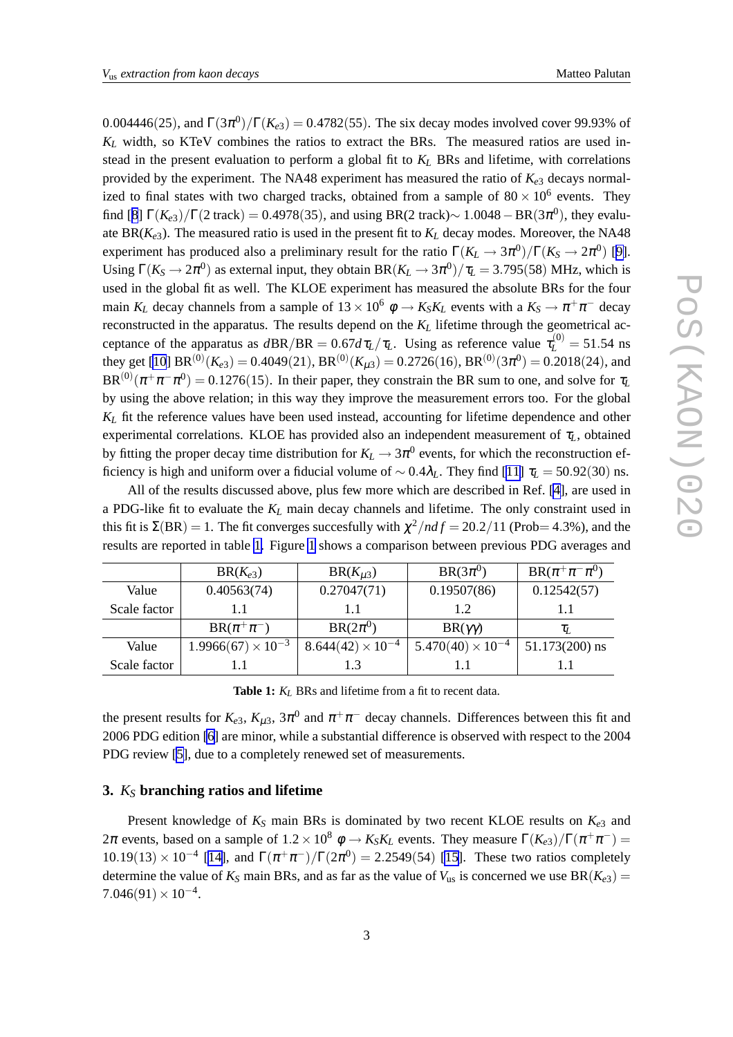0.004446(25), and $\Gamma(3\pi^0)/\Gamma(K_{e3}) = 0.4782(55)$. The six decay modes involved cover 99.93% of $K_L$ width, so KTeV combines the ratios to extract the BRs. The measured ratios are used instead in the present evaluation to perform a global fit to $K_L$ BRs and lifetime, with correlations provided by the experiment. The NA48 experiment has measured the ratio of $K_{e3}$ decays normalized to final states with two charged tracks, obtained from a sample of $80 \times 10^6$ events. They find [8] $\Gamma(K_{e3})/\Gamma(2\text{ track}) = 0.4978(35)$, and using BR(2 track)$\sim 1.0048 - \text{BR}(3\pi^0)$, they evaluate BR($K_{e3}$). The measured ratio is used in the present fit to $K_L$ decay modes. Moreover, the NA48 experiment has produced also a preliminary result for the ratio $\Gamma(K_L \to 3\pi^0)/\Gamma(K_S \to 2\pi^0)$ [9]. Using $\Gamma(K_S \to 2\pi^0)$ as external input, they obtain $\text{BR}(K_L \to 3\pi^0)/\tau_L = 3.795(58)$ MHz, which is used in the global fit as well. The KLOE experiment has measured the absolute BRs for the four main $K_L$ decay channels from a sample of $13 \times 10^6$ $\phi \to K_S K_L$ events with a $K_S \to \pi^+\pi^-$ decay reconstructed in the apparatus. The results depend on the $K_L$ lifetime through the geometrical acceptance of the apparatus as $d\text{BR}/\text{BR} = 0.67 d\tau_L/\tau_L$. Using as reference value $\tau_L^{(0)} = 51.54$ ns they get [10] $\text{BR}^{(0)}(K_{e3}) = 0.4049(21)$, $\text{BR}^{(0)}(K_{\mu 3}) = 0.2726(16)$, $\text{BR}^{(0)}(3\pi^0) = 0.2018(24)$, and $\text{BR}^{(0)}(\pi^+\pi^-\pi^0) = 0.1276(15)$. In their paper, they constrain the BR sum to one, and solve for $\tau_L$ by using the above relation; in this way they improve the measurement errors too. For the global $K_L$ fit the reference values have been used instead, accounting for lifetime dependence and other experimental correlations. KLOE has provided also an independent measurement of $\tau_L$, obtained by fitting the proper decay time distribution for $K_L \to 3\pi^0$ events, for which the reconstruction efficiency is high and uniform over a fiducial volume of $\sim 0.4\lambda_L$. They find [11] $\tau_L = 50.92(30)$ ns.

All of the results discussed above, plus few more which are described in Ref. [4], are used in a PDG-like fit to evaluate the $K_L$ main decay channels and lifetime. The only constraint used in this fit is $\Sigma(\text{BR}) = 1$. The fit converges succesfully with $\chi^2/ndf = 20.2/11$ (Prob= 4.3%), and the results are reported in table 1. Figure 1 shows a comparison between previous PDG averages and

| | BR($K_{e3}$) | BR($K_{\mu 3}$) | BR($3\pi^0$) | BR($\pi^+\pi^-\pi^0$) |
|---|---|---|---|---|
| Value | 0.40563(74) | 0.27047(71) | 0.19507(86) | 0.12542(57) |
| Scale factor | 1.1 | 1.1 | 1.2 | 1.1 |
| | BR($\pi^+\pi^-$) | BR($2\pi^0$) | BR($\gamma\gamma$) | $\tau_L$ |
| Value | $1.9966(67) \times 10^{-3}$ | $8.644(42) \times 10^{-4}$ | $5.470(40) \times 10^{-4}$ | 51.173(200) ns |
| Scale factor | 1.1 | 1.3 | 1.1 | 1.1 |

**Table 1:** $K_L$ BRs and lifetime from a fit to recent data.

the present results for $K_{e3}$, $K_{\mu 3}$, $3\pi^0$ and $\pi^+\pi^-$ decay channels. Differences between this fit and 2006 PDG edition [6] are minor, while a substantial difference is observed with respect to the 2004 PDG review [5], due to a completely renewed set of measurements.

## 3. $K_S$ branching ratios and lifetime

Present knowledge of $K_S$ main BRs is dominated by two recent KLOE results on $K_{e3}$ and $2\pi$ events, based on a sample of $1.2 \times 10^8$ $\phi \to K_S K_L$ events. They measure $\Gamma(K_{e3})/\Gamma(\pi^+\pi^-) = 10.19(13) \times 10^{-4}$ [14], and $\Gamma(\pi^+\pi^-)/\Gamma(2\pi^0) = 2.2549(54)$ [15]. These two ratios completely determine the value of $K_S$ main BRs, and as far as the value of $V_{us}$ is concerned we use $\text{BR}(K_{e3}) = 7.046(91) \times 10^{-4}$.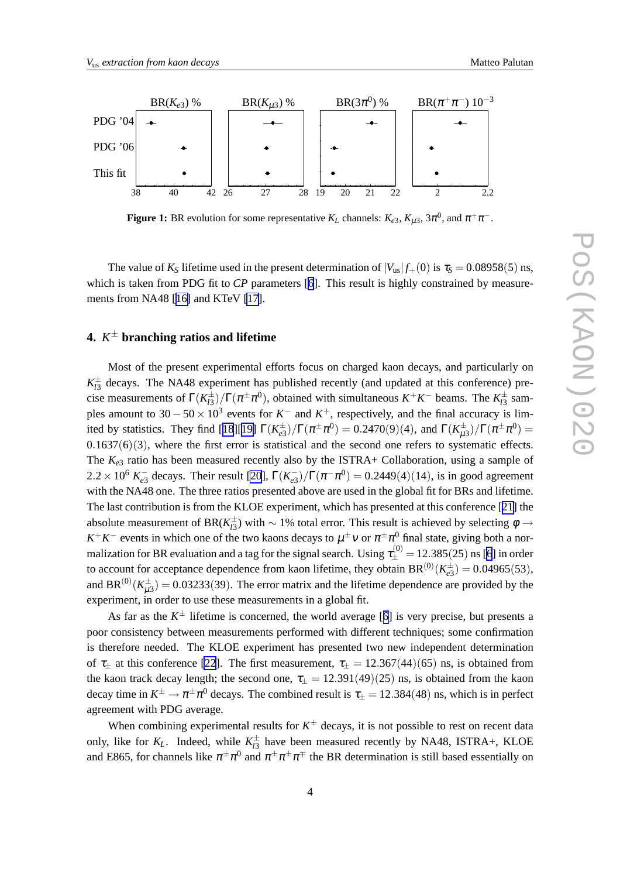**Figure 1:** BR evolution for some representative $K_L$ channels: $K_{e3}$, $K_{\mu3}$, $3\pi^0$, and $\pi^+\pi^-$.

The value of $K_S$ lifetime used in the present determination of $|V_{us}|f_+(0)$ is $\tau_S = 0.08958(5)$ ns, which is taken from PDG fit to *CP* parameters [6]. This result is highly constrained by measurements from NA48 [16] and KTeV [17].

## 4. $K^\pm$ branching ratios and lifetime

Most of the present experimental efforts focus on charged kaon decays, and particularly on $K^\pm_{l3}$ decays. The NA48 experiment has published recently (and updated at this conference) precise measurements of $\Gamma(K^\pm_{l3})/\Gamma(\pi^\pm\pi^0)$, obtained with simultaneous $K^+K^-$ beams. The $K^\pm_{l3}$ samples amount to $30-50\times10^3$ events for $K^-$ and $K^+$, respectively, and the final accuracy is limited by statistics. They find [18][19] $\Gamma(K^\pm_{e3})/\Gamma(\pi^\pm\pi^0) = 0.2470(9)(4)$, and $\Gamma(K^\pm_{\mu3})/\Gamma(\pi^\pm\pi^0) = 0.1637(6)(3)$, where the first error is statistical and the second one refers to systematic effects. The $K_{e3}$ ratio has been measured recently also by the ISTRA+ Collaboration, using a sample of $2.2\times10^6$ $K^-_{e3}$ decays. Their result [20], $\Gamma(K^-_{e3})/\Gamma(\pi^-\pi^0) = 0.2449(4)(14)$, is in good agreement with the NA48 one. The three ratios presented above are used in the global fit for BRs and lifetime. The last contribution is from the KLOE experiment, which has presented at this conference [21] the absolute measurement of BR($K^\pm_{l3}$) with $\sim1\%$ total error. This result is achieved by selecting $\phi\to K^+K^-$ events in which one of the two kaons decays to $\mu^\pm\nu$ or $\pi^\pm\pi^0$ final state, giving both a normalization for BR evaluation and a tag for the signal search. Using $\tau^{(0)}_\pm = 12.385(25)$ ns [6] in order to account for acceptance dependence from kaon lifetime, they obtain $\mathrm{BR}^{(0)}(K^\pm_{e3}) = 0.04965(53)$, and $\mathrm{BR}^{(0)}(K^\pm_{\mu3}) = 0.03233(39)$. The error matrix and the lifetime dependence are provided by the experiment, in order to use these measurements in a global fit.

As far as the $K^\pm$ lifetime is concerned, the world average [6] is very precise, but presents a poor consistency between measurements performed with different techniques; some confirmation is therefore needed. The KLOE experiment has presented two new independent determination of $\tau_\pm$ at this conference [22]. The first measurement, $\tau_\pm = 12.367(44)(65)$ ns, is obtained from the kaon track decay length; the second one, $\tau_\pm = 12.391(49)(25)$ ns, is obtained from the kaon decay time in $K^\pm\to\pi^\pm\pi^0$ decays. The combined result is $\tau_\pm = 12.384(48)$ ns, which is in perfect agreement with PDG average.

When combining experimental results for $K^\pm$ decays, it is not possible to rest on recent data only, like for $K_L$. Indeed, while $K^\pm_{l3}$ have been measured recently by NA48, ISTRA+, KLOE and E865, for channels like $\pi^\pm\pi^0$ and $\pi^\pm\pi^\pm\pi^\mp$ the BR determination is still based essentially on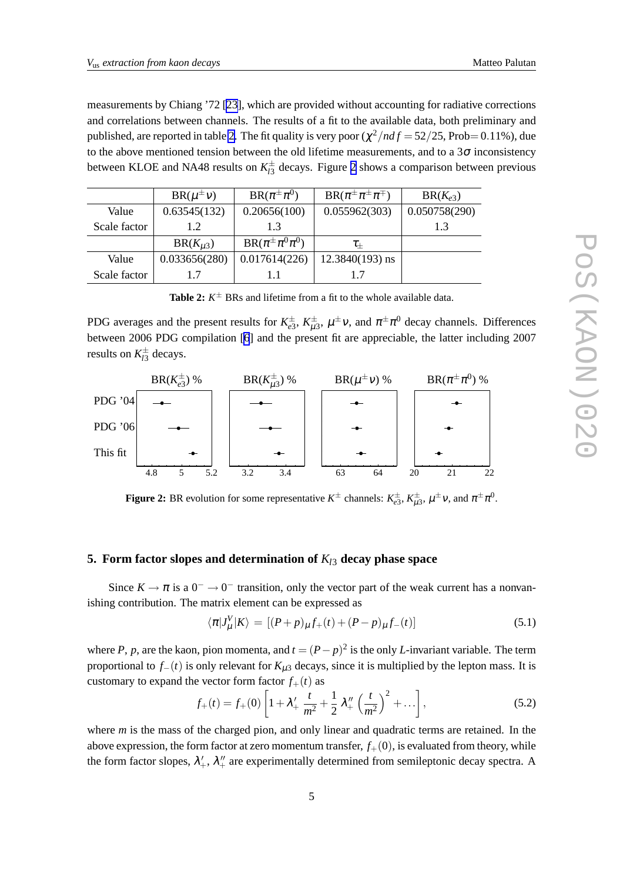measurements by Chiang '72 [23], which are provided without accounting for radiative corrections and correlations between channels. The results of a fit to the available data, both preliminary and published, are reported in table 2. The fit quality is very poor ($\chi^2/ndf = 52/25$, Prob$=0.11\%$), due to the above mentioned tension between the old lifetime measurements, and to a $3\sigma$ inconsistency between KLOE and NA48 results on $K^{\pm}_{l3}$ decays. Figure 2 shows a comparison between previous

| | BR($\mu^{\pm}\nu$) | BR($\pi^{\pm}\pi^{0}$) | BR($\pi^{\pm}\pi^{\pm}\pi^{\mp}$) | BR($K_{e3}$) |
|---|---|---|---|---|
| Value | 0.63545(132) | 0.20656(100) | 0.055962(303) | 0.050758(290) |
| Scale factor | 1.2 | 1.3 | | 1.3 |
| | BR($K_{\mu3}$) | BR($\pi^{\pm}\pi^{0}\pi^{0}$) | $\tau_{\pm}$ | |
| Value | 0.033656(280) | 0.017614(226) | 12.3840(193) ns | |
| Scale factor | 1.7 | 1.1 | 1.7 | |

**Table 2:** $K^{\pm}$ BRs and lifetime from a fit to the whole available data.

PDG averages and the present results for $K^{\pm}_{e3}$, $K^{\pm}_{\mu3}$, $\mu^{\pm}\nu$, and $\pi^{\pm}\pi^{0}$ decay channels. Differences between 2006 PDG compilation [6] and the present fit are appreciable, the latter including 2007 results on $K^{\pm}_{l3}$ decays.

**Figure 2:** BR evolution for some representative $K^{\pm}$ channels: $K^{\pm}_{e3}$, $K^{\pm}_{\mu3}$, $\mu^{\pm}\nu$, and $\pi^{\pm}\pi^{0}$.

## 5. Form factor slopes and determination of $K_{l3}$ decay phase space

Since $K \to \pi$ is a $0^{-} \to 0^{-}$ transition, only the vector part of the weak current has a nonvanishing contribution. The matrix element can be expressed as

$$\langle \pi | J^{V}_{\mu} | K \rangle = [(P+p)_{\mu} f_{+}(t) + (P-p)_{\mu} f_{-}(t)] \tag{5.1}$$

where $P$, $p$, are the kaon, pion momenta, and $t = (P-p)^2$ is the only $L$-invariant variable. The term proportional to $f_{-}(t)$ is only relevant for $K_{\mu3}$ decays, since it is multiplied by the lepton mass. It is customary to expand the vector form factor $f_{+}(t)$ as

$$f_{+}(t) = f_{+}(0)\left[1 + \lambda'_{+}\,\frac{t}{m^2} + \frac{1}{2}\,\lambda''_{+}\left(\frac{t}{m^2}\right)^2 + \dots\right], \tag{5.2}$$

where $m$ is the mass of the charged pion, and only linear and quadratic terms are retained. In the above expression, the form factor at zero momentum transfer, $f_{+}(0)$, is evaluated from theory, while the form factor slopes, $\lambda'_{+}$, $\lambda''_{+}$ are experimentally determined from semileptonic decay spectra. A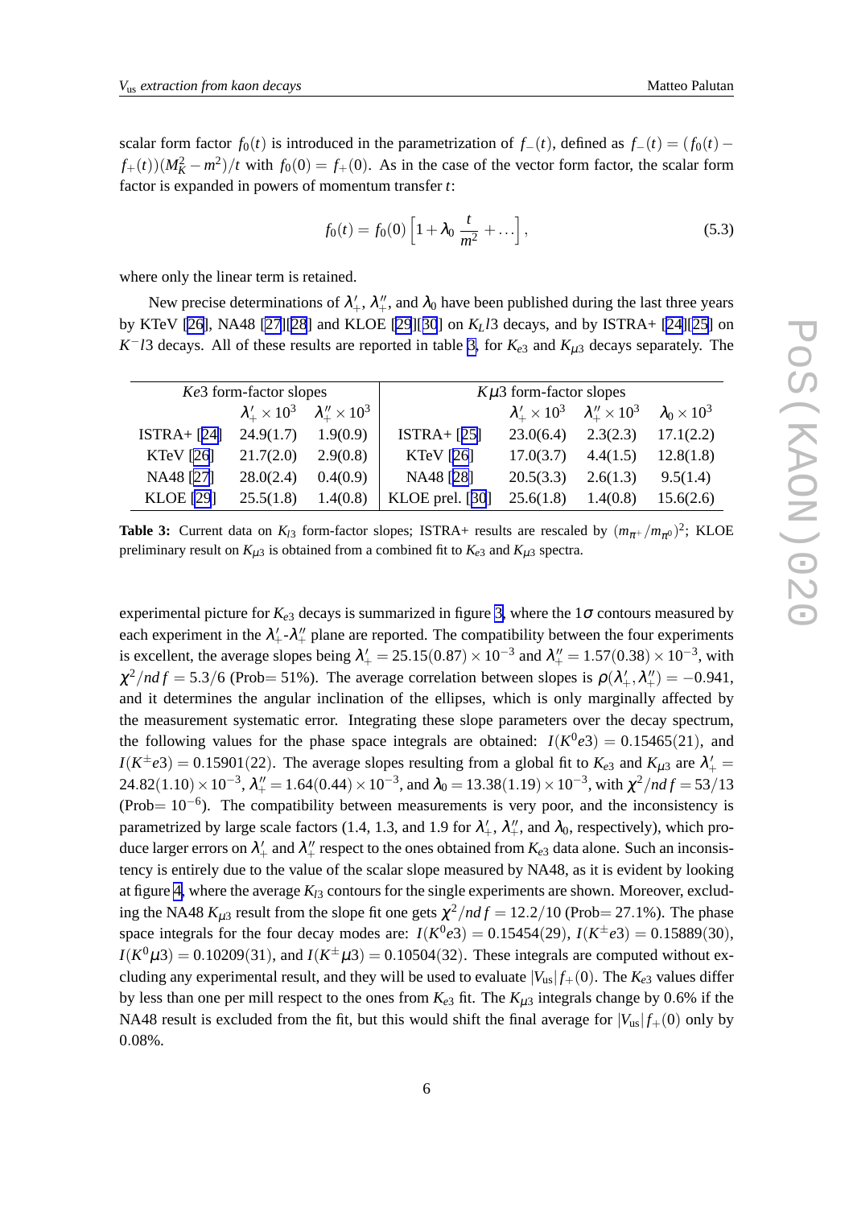scalar form factor $f_0(t)$ is introduced in the parametrization of $f_-(t)$, defined as $f_-(t) = (f_0(t) - f_+(t))(M_K^2 - m^2)/t$ with $f_0(0) = f_+(0)$. As in the case of the vector form factor, the scalar form factor is expanded in powers of momentum transfer $t$:

$$f_0(t) = f_0(0)\left[1 + \lambda_0 \frac{t}{m^2} + \ldots\right], \tag{5.3}$$

where only the linear term is retained.

New precise determinations of $\lambda'_+$, $\lambda''_+$, and $\lambda_0$ have been published during the last three years by KTeV [26], NA48 [27][28] and KLOE [29][30] on $K_L l3$ decays, and by ISTRA+ [24][25] on $K^- l3$ decays. All of these results are reported in table 3, for $K_{e3}$ and $K_{\mu 3}$ decays separately. The

| $Ke3$ form-factor slopes | | | $K\mu 3$ form-factor slopes | | | |
|---|---|---|---|---|---|---|
| | $\lambda'_+ \times 10^3$ | $\lambda''_+ \times 10^3$ | | $\lambda'_+ \times 10^3$ | $\lambda''_+ \times 10^3$ | $\lambda_0 \times 10^3$ |
| ISTRA+ [24] | 24.9(1.7) | 1.9(0.9) | ISTRA+ [25] | 23.0(6.4) | 2.3(2.3) | 17.1(2.2) |
| KTeV [26] | 21.7(2.0) | 2.9(0.8) | KTeV [26] | 17.0(3.7) | 4.4(1.5) | 12.8(1.8) |
| NA48 [27] | 28.0(2.4) | 0.4(0.9) | NA48 [28] | 20.5(3.3) | 2.6(1.3) | 9.5(1.4) |
| KLOE [29] | 25.5(1.8) | 1.4(0.8) | KLOE prel. [30] | 25.6(1.8) | 1.4(0.8) | 15.6(2.6) |

**Table 3:** Current data on $K_{l3}$ form-factor slopes; ISTRA+ results are rescaled by $(m_{\pi^+}/m_{\pi^0})^2$; KLOE preliminary result on $K_{\mu 3}$ is obtained from a combined fit to $K_{e3}$ and $K_{\mu 3}$ spectra.

experimental picture for $K_{e3}$ decays is summarized in figure 3, where the $1\sigma$ contours measured by each experiment in the $\lambda'_+$-$\lambda''_+$ plane are reported. The compatibility between the four experiments is excellent, the average slopes being $\lambda'_+ = 25.15(0.87) \times 10^{-3}$ and $\lambda''_+ = 1.57(0.38) \times 10^{-3}$, with $\chi^2/ndf = 5.3/6$ (Prob= 51%). The average correlation between slopes is $\rho(\lambda'_+, \lambda''_+) = -0.941$, and it determines the angular inclination of the ellipses, which is only marginally affected by the measurement systematic error. Integrating these slope parameters over the decay spectrum, the following values for the phase space integrals are obtained: $I(K^0e3) = 0.15465(21)$, and $I(K^\pm e3) = 0.15901(22)$. The average slopes resulting from a global fit to $K_{e3}$ and $K_{\mu 3}$ are $\lambda'_+ = 24.82(1.10) \times 10^{-3}$, $\lambda''_+ = 1.64(0.44) \times 10^{-3}$, and $\lambda_0 = 13.38(1.19) \times 10^{-3}$, with $\chi^2/ndf = 53/13$ (Prob= $10^{-6}$). The compatibility between measurements is very poor, and the inconsistency is parametrized by large scale factors (1.4, 1.3, and 1.9 for $\lambda'_+$, $\lambda''_+$, and $\lambda_0$, respectively), which produce larger errors on $\lambda'_+$ and $\lambda''_+$ respect to the ones obtained from $K_{e3}$ data alone. Such an inconsistency is entirely due to the value of the scalar slope measured by NA48, as it is evident by looking at figure 4, where the average $K_{l3}$ contours for the single experiments are shown. Moreover, excluding the NA48 $K_{\mu 3}$ result from the slope fit one gets $\chi^2/ndf = 12.2/10$ (Prob= 27.1%). The phase space integrals for the four decay modes are: $I(K^0e3) = 0.15454(29)$, $I(K^\pm e3) = 0.15889(30)$, $I(K^0\mu 3) = 0.10209(31)$, and $I(K^\pm \mu 3) = 0.10504(32)$. These integrals are computed without excluding any experimental result, and they will be used to evaluate $|V_{us}|f_+(0)$. The $K_{e3}$ values differ by less than one per mill respect to the ones from $K_{e3}$ fit. The $K_{\mu 3}$ integrals change by 0.6% if the NA48 result is excluded from the fit, but this would shift the final average for $|V_{us}|f_+(0)$ only by 0.08%.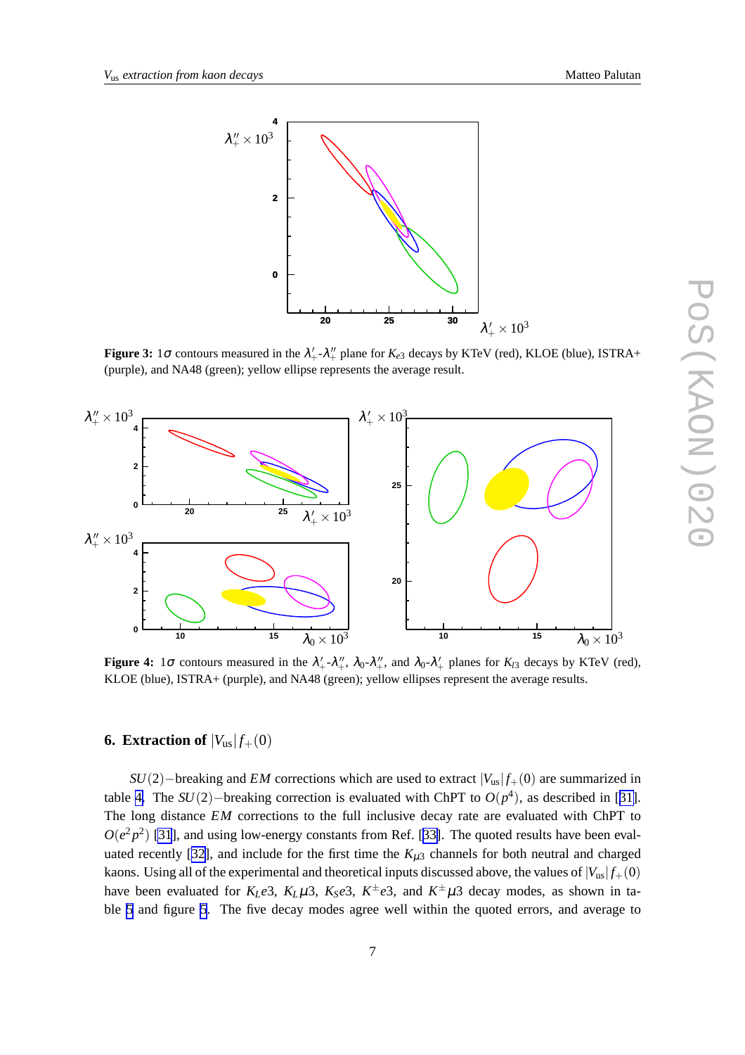**Figure 3:** 1$\sigma$ contours measured in the $\lambda'_+$-$\lambda''_+$ plane for $K_{e3}$ decays by KTeV (red), KLOE (blue), ISTRA+ (purple), and NA48 (green); yellow ellipse represents the average result.

**Figure 4:** 1$\sigma$ contours measured in the $\lambda'_+$-$\lambda''_+$, $\lambda_0$-$\lambda''_+$, and $\lambda_0$-$\lambda'_+$ planes for $K_{l3}$ decays by KTeV (red), KLOE (blue), ISTRA+ (purple), and NA48 (green); yellow ellipses represent the average results.

## 6. Extraction of $|V_{us}|f_+(0)$

$SU(2)-$breaking and *EM* corrections which are used to extract $|V_{us}|f_+(0)$ are summarized in table 4. The $SU(2)-$breaking correction is evaluated with ChPT to $O(p^4)$, as described in [31]. The long distance *EM* corrections to the full inclusive decay rate are evaluated with ChPT to $O(e^2p^2)$ [31], and using low-energy constants from Ref. [33]. The quoted results have been evaluated recently [32], and include for the first time the $K_{\mu 3}$ channels for both neutral and charged kaons. Using all of the experimental and theoretical inputs discussed above, the values of $|V_{us}|f_+(0)$ have been evaluated for $K_Le3$, $K_L\mu 3$, $K_Se3$, $K^{\pm}e3$, and $K^{\pm}\mu 3$ decay modes, as shown in table 5 and figure 5. The five decay modes agree well within the quoted errors, and average to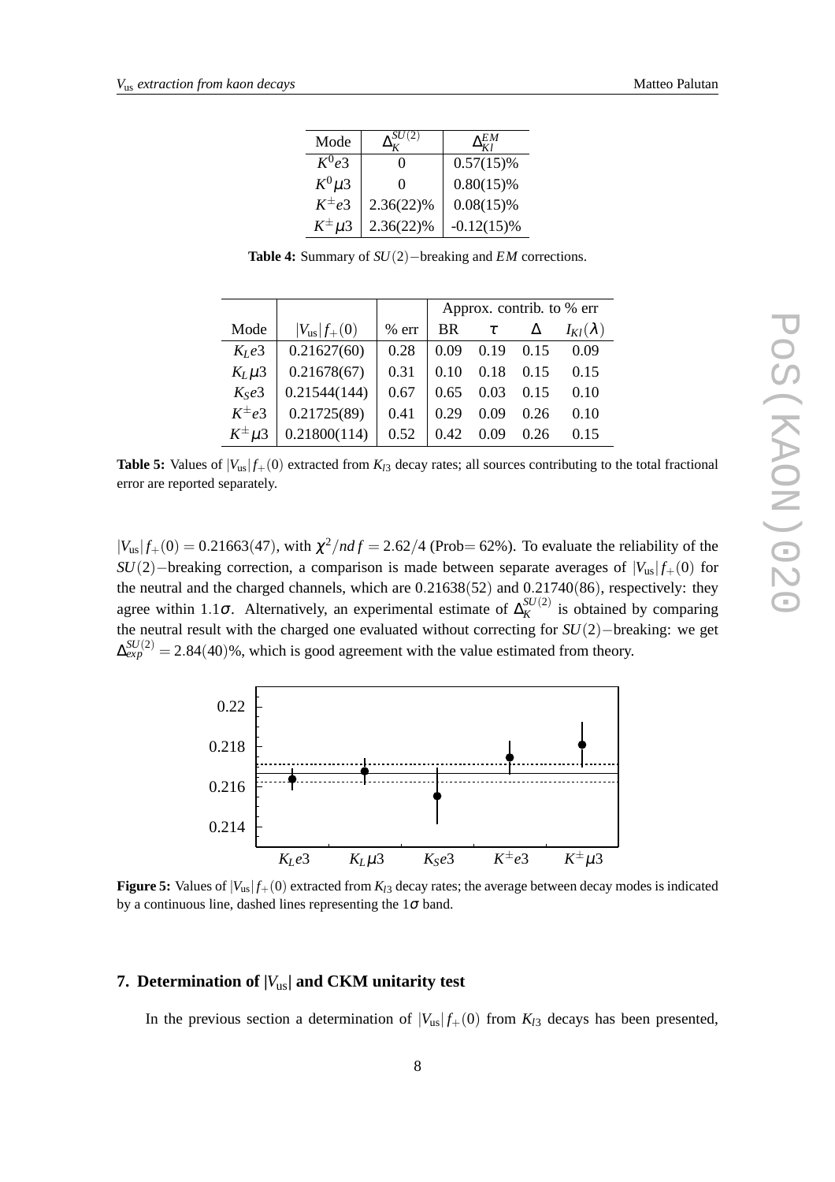| Mode | $\Delta_K^{SU(2)}$ | $\Delta_{Kl}^{EM}$ |
|---|---|---|
| $K^0e3$ | 0 | 0.57(15)% |
| $K^0\mu3$ | 0 | 0.80(15)% |
| $K^\pm e3$ | 2.36(22)% | 0.08(15)% |
| $K^\pm\mu3$ | 2.36(22)% | -0.12(15)% |

**Table 4:** Summary of $SU(2)-$breaking and $EM$ corrections.

| | | | Approx. contrib. to % err | | | |
|---|---|---|---|---|---|---|
| Mode | $\lvert V_{us}\rvert f_+(0)$ | % err | BR | $\tau$ | $\Delta$ | $I_{Kl}(\lambda)$ |
| $K_Le3$ | 0.21627(60) | 0.28 | 0.09 | 0.19 | 0.15 | 0.09 |
| $K_L\mu3$ | 0.21678(67) | 0.31 | 0.10 | 0.18 | 0.15 | 0.15 |
| $K_Se3$ | 0.21544(144) | 0.67 | 0.65 | 0.03 | 0.15 | 0.10 |
| $K^\pm e3$ | 0.21725(89) | 0.41 | 0.29 | 0.09 | 0.26 | 0.10 |
| $K^\pm\mu3$ | 0.21800(114) | 0.52 | 0.42 | 0.09 | 0.26 | 0.15 |

**Table 5:** Values of $|V_{us}|f_+(0)$ extracted from $K_{l3}$ decay rates; all sources contributing to the total fractional error are reported separately.

$|V_{us}|f_+(0) = 0.21663(47)$, with $\chi^2/ndf = 2.62/4$ (Prob= 62%). To evaluate the reliability of the $SU(2)-$breaking correction, a comparison is made between separate averages of $|V_{us}|f_+(0)$ for the neutral and the charged channels, which are $0.21638(52)$ and $0.21740(86)$, respectively: they agree within $1.1\sigma$. Alternatively, an experimental estimate of $\Delta_K^{SU(2)}$ is obtained by comparing the neutral result with the charged one evaluated without correcting for $SU(2)-$breaking: we get $\Delta_{exp}^{SU(2)} = 2.84(40)$%, which is good agreement with the value estimated from theory.

**Figure 5:** Values of $|V_{us}|f_+(0)$ extracted from $K_{l3}$ decay rates; the average between decay modes is indicated by a continuous line, dashed lines representing the $1\sigma$ band.

## 7. Determination of $|V_{us}|$ and CKM unitarity test

In the previous section a determination of $|V_{us}|f_+(0)$ from $K_{l3}$ decays has been presented,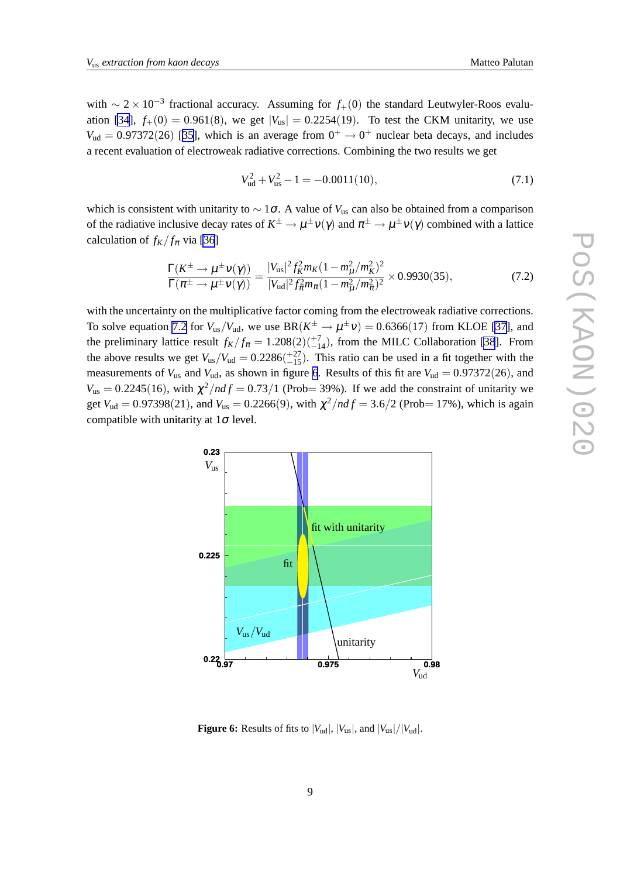with $\sim 2\times10^{-3}$ fractional accuracy. Assuming for $f_+(0)$ the standard Leutwyler-Roos evaluation [34], $f_+(0) = 0.961(8)$, we get $|V_{us}| = 0.2254(19)$. To test the CKM unitarity, we use $V_{ud} = 0.97372(26)$ [35], which is an average from $0^+ \to 0^+$ nuclear beta decays, and includes a recent evaluation of electroweak radiative corrections. Combining the two results we get

$$V_{ud}^2 + V_{us}^2 - 1 = -0.0011(10), \tag{7.1}$$

which is consistent with unitarity to $\sim 1\sigma$. A value of $V_{us}$ can also be obtained from a comparison of the radiative inclusive decay rates of $K^\pm \to \mu^\pm\nu(\gamma)$ and $\pi^\pm \to \mu^\pm\nu(\gamma)$ combined with a lattice calculation of $f_K/f_\pi$ via [36]

$$\frac{\Gamma(K^\pm \to \mu^\pm\nu(\gamma))}{\Gamma(\pi^\pm \to \mu^\pm\nu(\gamma))} = \frac{|V_{us}|^2 f_K^2 m_K (1-m_\mu^2/m_K^2)^2}{|V_{ud}|^2 f_\pi^2 m_\pi (1-m_\mu^2/m_\pi^2)^2} \times 0.9930(35), \tag{7.2}$$

with the uncertainty on the multiplicative factor coming from the electroweak radiative corrections. To solve equation 7.2 for $V_{us}/V_{ud}$, we use $\mathrm{BR}(K^\pm \to \mu^\pm\nu) = 0.6366(17)$ from KLOE [37], and the preliminary lattice result $f_K/f_\pi = 1.208(2)(^{+7}_{-14})$, from the MILC Collaboration [38]. From the above results we get $V_{us}/V_{ud} = 0.2286(^{+27}_{-15})$. This ratio can be used in a fit together with the measurements of $V_{us}$ and $V_{ud}$, as shown in figure 6. Results of this fit are $V_{ud} = 0.97372(26)$, and $V_{us} = 0.2245(16)$, with $\chi^2/ndf = 0.73/1$ (Prob= 39%). If we add the constraint of unitarity we get $V_{ud} = 0.97398(21)$, and $V_{us} = 0.2266(9)$, with $\chi^2/ndf = 3.6/2$ (Prob= 17%), which is again compatible with unitarity at $1\sigma$ level.

**Figure 6:** Results of fits to $|V_{ud}|$, $|V_{us}|$, and $|V_{us}|/|V_{ud}|$.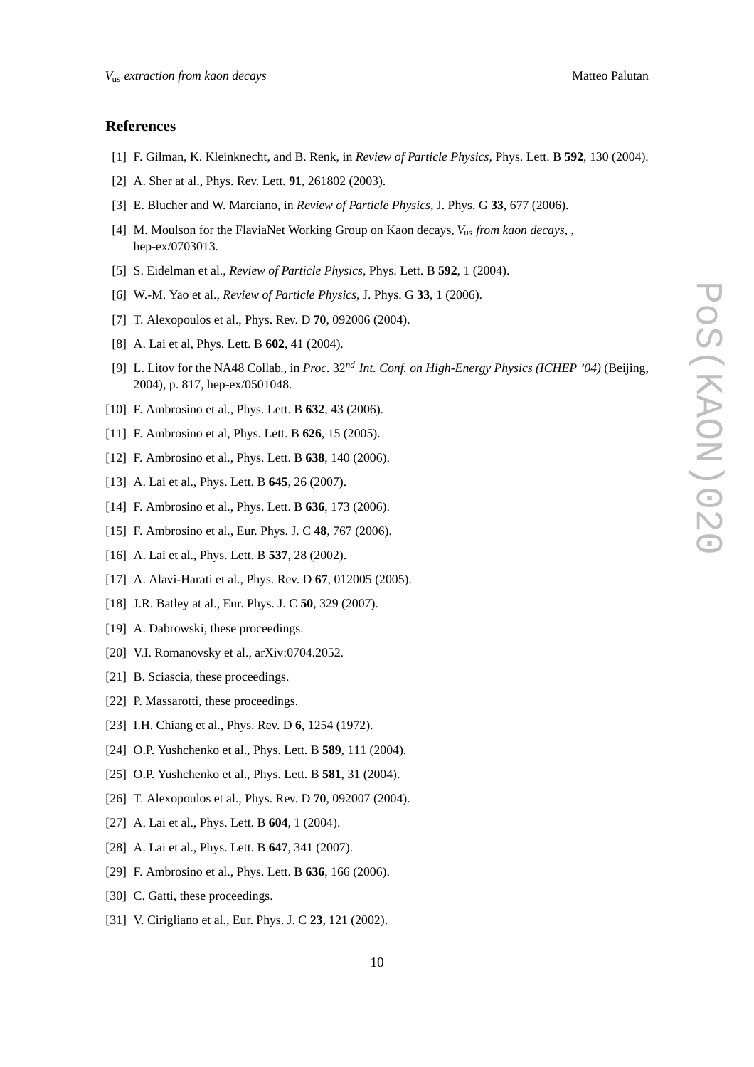## References

[1] F. Gilman, K. Kleinknecht, and B. Renk, in *Review of Particle Physics,* Phys. Lett. B **592**, 130 (2004).

[2] A. Sher at al., Phys. Rev. Lett. **91**, 261802 (2003).

[3] E. Blucher and W. Marciano, in *Review of Particle Physics*, J. Phys. G **33**, 677 (2006).

[4] M. Moulson for the FlaviaNet Working Group on Kaon decays, *$V_{us}$ from kaon decays*, , hep-ex/0703013.

[5] S. Eidelman et al., *Review of Particle Physics*, Phys. Lett. B **592**, 1 (2004).

[6] W.-M. Yao et al., *Review of Particle Physics*, J. Phys. G **33**, 1 (2006).

[7] T. Alexopoulos et al., Phys. Rev. D **70**, 092006 (2004).

[8] A. Lai et al, Phys. Lett. B **602**, 41 (2004).

[9] L. Litov for the NA48 Collab., in *Proc.* 32*nd Int. Conf. on High-Energy Physics (ICHEP '04)* (Beijing, 2004), p. 817, hep-ex/0501048.

[10] F. Ambrosino et al., Phys. Lett. B **632**, 43 (2006).

[11] F. Ambrosino et al, Phys. Lett. B **626**, 15 (2005).

[12] F. Ambrosino et al., Phys. Lett. B **638**, 140 (2006).

[13] A. Lai et al., Phys. Lett. B **645**, 26 (2007).

[14] F. Ambrosino et al., Phys. Lett. B **636**, 173 (2006).

[15] F. Ambrosino et al., Eur. Phys. J. C **48**, 767 (2006).

[16] A. Lai et al., Phys. Lett. B **537**, 28 (2002).

[17] A. Alavi-Harati et al., Phys. Rev. D **67**, 012005 (2005).

[18] J.R. Batley at al., Eur. Phys. J. C **50**, 329 (2007).

[19] A. Dabrowski, these proceedings.

[20] V.I. Romanovsky et al., arXiv:0704.2052.

[21] B. Sciascia, these proceedings.

[22] P. Massarotti, these proceedings.

[23] I.H. Chiang et al., Phys. Rev. D **6**, 1254 (1972).

[24] O.P. Yushchenko et al., Phys. Lett. B **589**, 111 (2004).

[25] O.P. Yushchenko et al., Phys. Lett. B **581**, 31 (2004).

[26] T. Alexopoulos et al., Phys. Rev. D **70**, 092007 (2004).

[27] A. Lai et al., Phys. Lett. B **604**, 1 (2004).

[28] A. Lai et al., Phys. Lett. B **647**, 341 (2007).

[29] F. Ambrosino et al., Phys. Lett. B **636**, 166 (2006).

[30] C. Gatti, these proceedings.

[31] V. Cirigliano et al., Eur. Phys. J. C **23**, 121 (2002).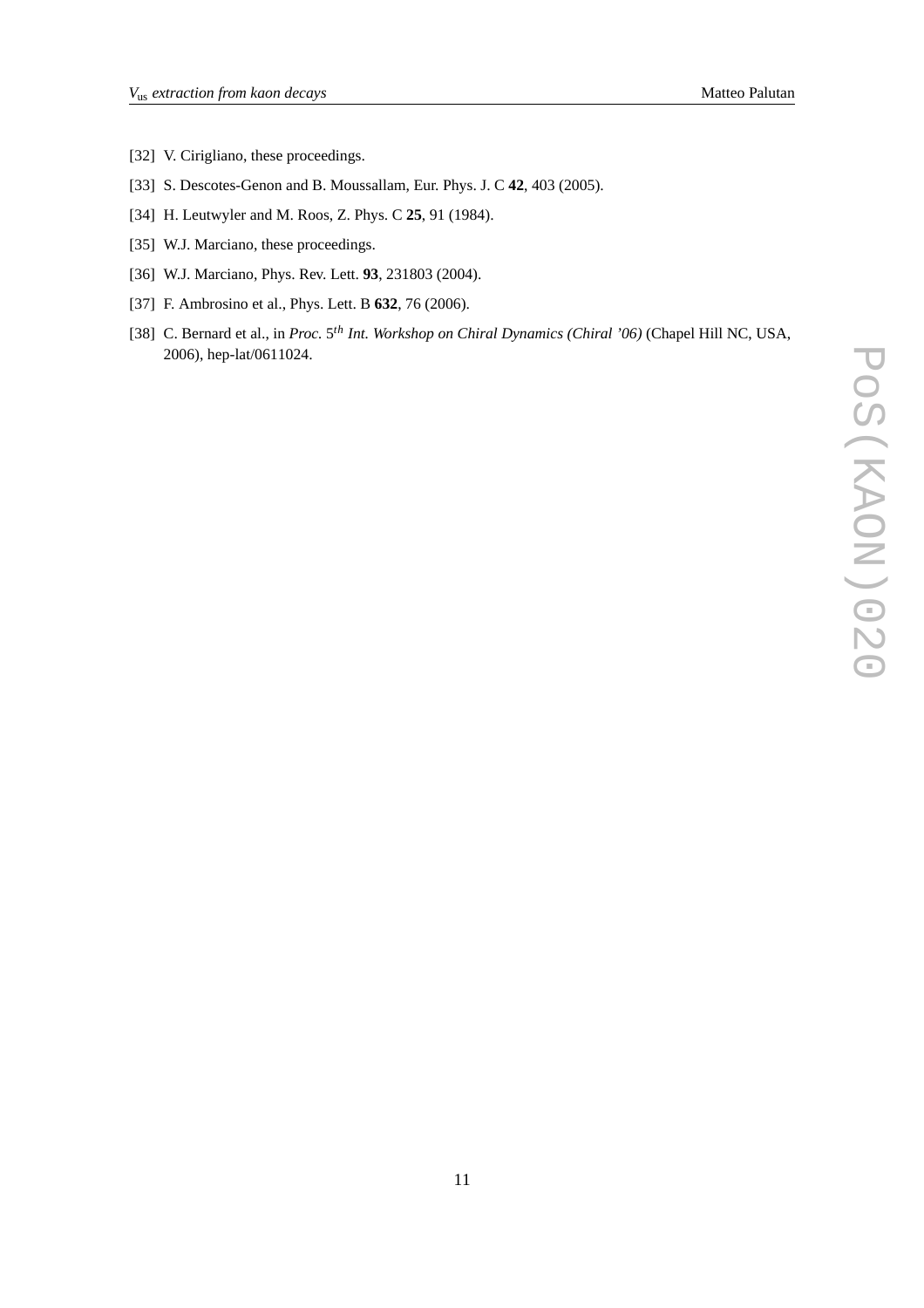[32] V. Cirigliano, these proceedings.

[33] S. Descotes-Genon and B. Moussallam, Eur. Phys. J. C **42**, 403 (2005).

[34] H. Leutwyler and M. Roos, Z. Phys. C **25**, 91 (1984).

[35] W.J. Marciano, these proceedings.

[36] W.J. Marciano, Phys. Rev. Lett. **93**, 231803 (2004).

[37] F. Ambrosino et al., Phys. Lett. B **632**, 76 (2006).

[38] C. Bernard et al., in *Proc.* $5^{th}$ *Int. Workshop on Chiral Dynamics (Chiral '06)* (Chapel Hill NC, USA, 2006), hep-lat/0611024.